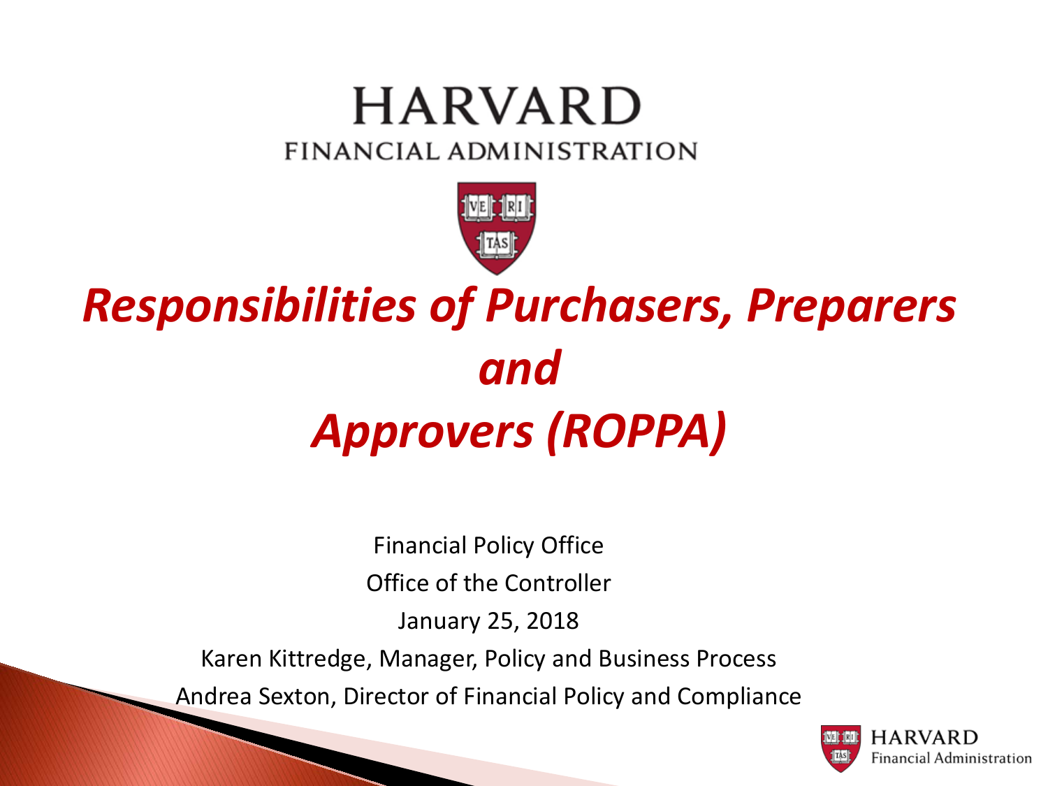HARVARD

FINANCIAL ADMINISTRATION

# *Responsibilities of Purchasers, Preparers and Approvers (ROPPA)*

Financial Policy Office

Office of the Controller

January 25, 2018

Karen Kittredge, Manager, Policy and Business Process

Andrea Sexton, Director of Financial Policy and Compliance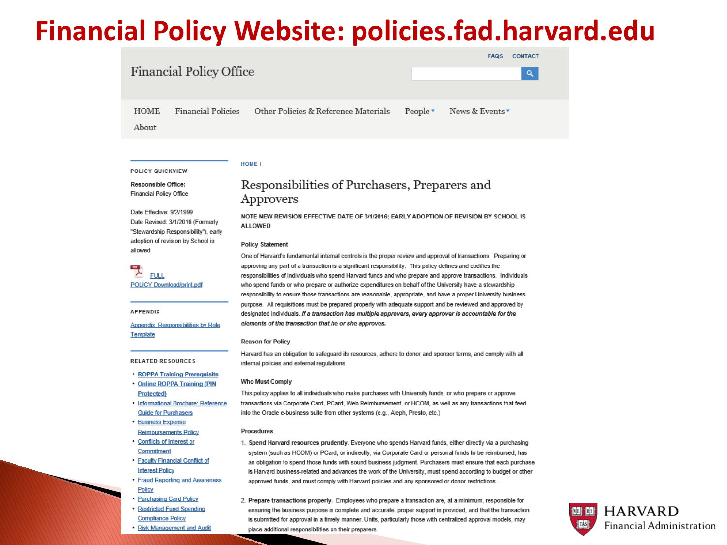# Financial Policy Website: policies.fad.harvard.edu

Financial Policy Office

FAQS CONTACT

HOME | Financial Policies | Other Policies & Reference Materials | People | News & Events | About

**POLICY QUICKVIEW**

**Responsible Office:**
Financial Policy Office

Date Effective: 9/2/1999
Date Revised: 3/1/2016 (Formerly "Stewardship Responsibility"), early adoption of revision by School is allowed

FULL POLICY Download/print.pdf

**APPENDIX**

Appendix: Responsibilities by Role Template

**RELATED RESOURCES**

- ROPPA Training Prerequisite
- Online ROPPA Training (PIN Protected)
- Informational Brochure: Reference Guide for Purchasers
- Business Expense Reimbursements Policy
- Conflicts of Interest or Commitment
- Faculty Financial Conflict of Interest Policy
- Fraud Reporting and Awareness Policy
- Purchasing Card Policy
- Restricted Fund Spending Compliance Policy
- Risk Management and Audit

HOME /

## Responsibilities of Purchasers, Preparers and Approvers

**NOTE NEW REVISION EFFECTIVE DATE OF 3/1/2016; EARLY ADOPTION OF REVISION BY SCHOOL IS ALLOWED**

**Policy Statement**

One of Harvard's fundamental internal controls is the proper review and approval of transactions. Preparing or approving any part of a transaction is a significant responsibility. This policy defines and codifies the responsibilities of individuals who spend Harvard funds and who prepare and approve transactions. Individuals who spend funds or who prepare or authorize expenditures on behalf of the University have a stewardship responsibility to ensure those transactions are reasonable, appropriate, and have a proper University business purpose. All requisitions must be prepared properly with adequate support and be reviewed and approved by designated individuals. ***If a transaction has multiple approvers, every approver is accountable for the elements of the transaction that he or she approves.***

**Reason for Policy**

Harvard has an obligation to safeguard its resources, adhere to donor and sponsor terms, and comply with all internal policies and external regulations.

**Who Must Comply**

This policy applies to all individuals who make purchases with University funds, or who prepare or approve transactions via Corporate Card, PCard, Web Reimbursement, or HCOM, as well as any transactions that feed into the Oracle e-business suite from other systems (e.g., Aleph, Presto, etc.)

**Procedures**

1. **Spend Harvard resources prudently.** Everyone who spends Harvard funds, either directly via a purchasing system (such as HCOM) or PCard, or indirectly, via Corporate Card or personal funds to be reimbursed, has an obligation to spend those funds with sound business judgment. Purchasers must ensure that each purchase is Harvard business-related and advances the work of the University, must spend according to budget or other approved funds, and must comply with Harvard policies and any sponsored or donor restrictions.

2. **Prepare transactions properly.** Employees who prepare a transaction are, at a minimum, responsible for ensuring the business purpose is complete and accurate, proper support is provided, and that the transaction is submitted for approval in a timely manner. Units, particularly those with centralized approval models, may place additional responsibilities on their preparers.

HARVARD Financial Administration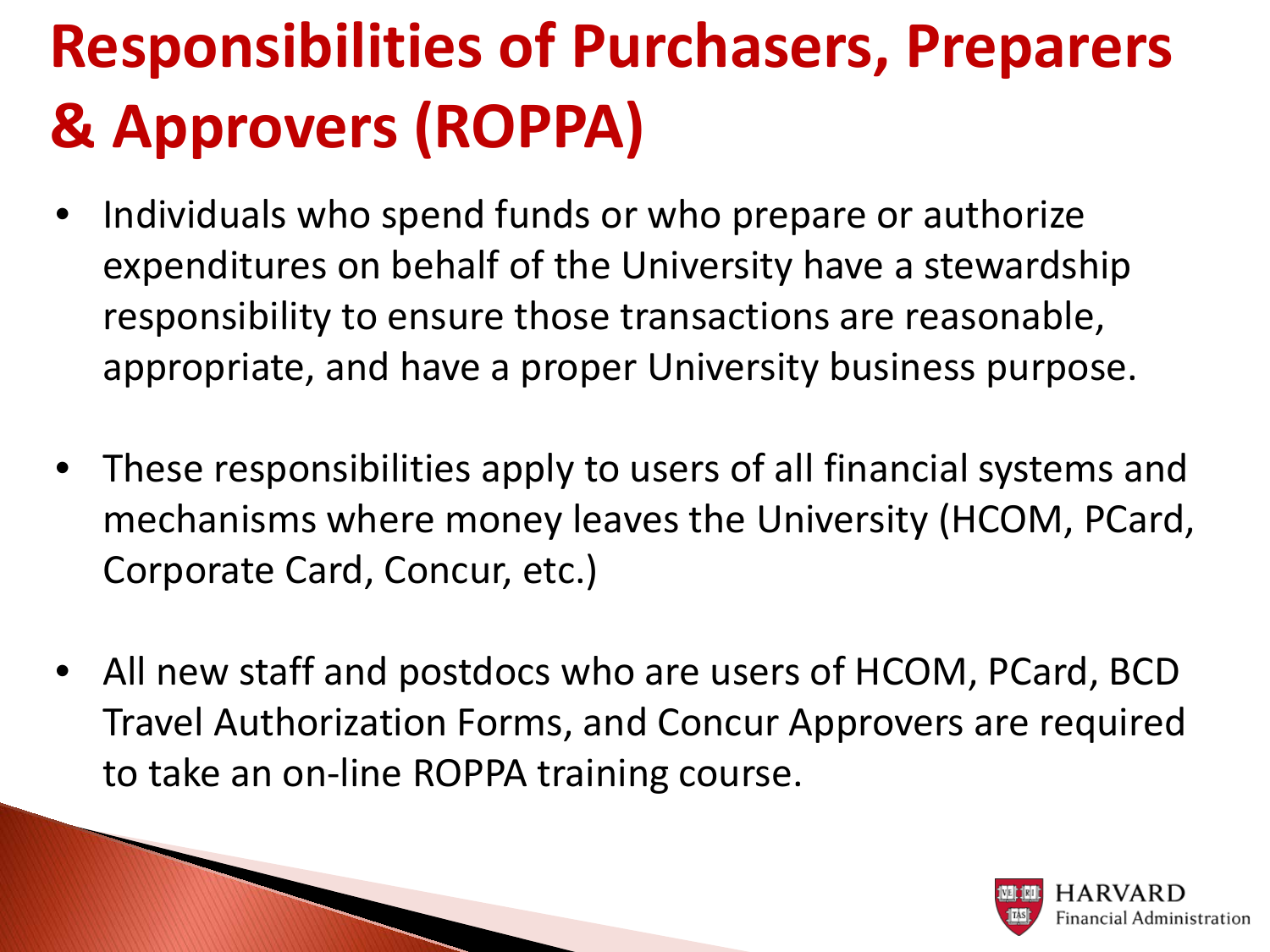# Responsibilities of Purchasers, Preparers & Approvers (ROPPA)

- Individuals who spend funds or who prepare or authorize expenditures on behalf of the University have a stewardship responsibility to ensure those transactions are reasonable, appropriate, and have a proper University business purpose.
- These responsibilities apply to users of all financial systems and mechanisms where money leaves the University (HCOM, PCard, Corporate Card, Concur, etc.)
- All new staff and postdocs who are users of HCOM, PCard, BCD Travel Authorization Forms, and Concur Approvers are required to take an on-line ROPPA training course.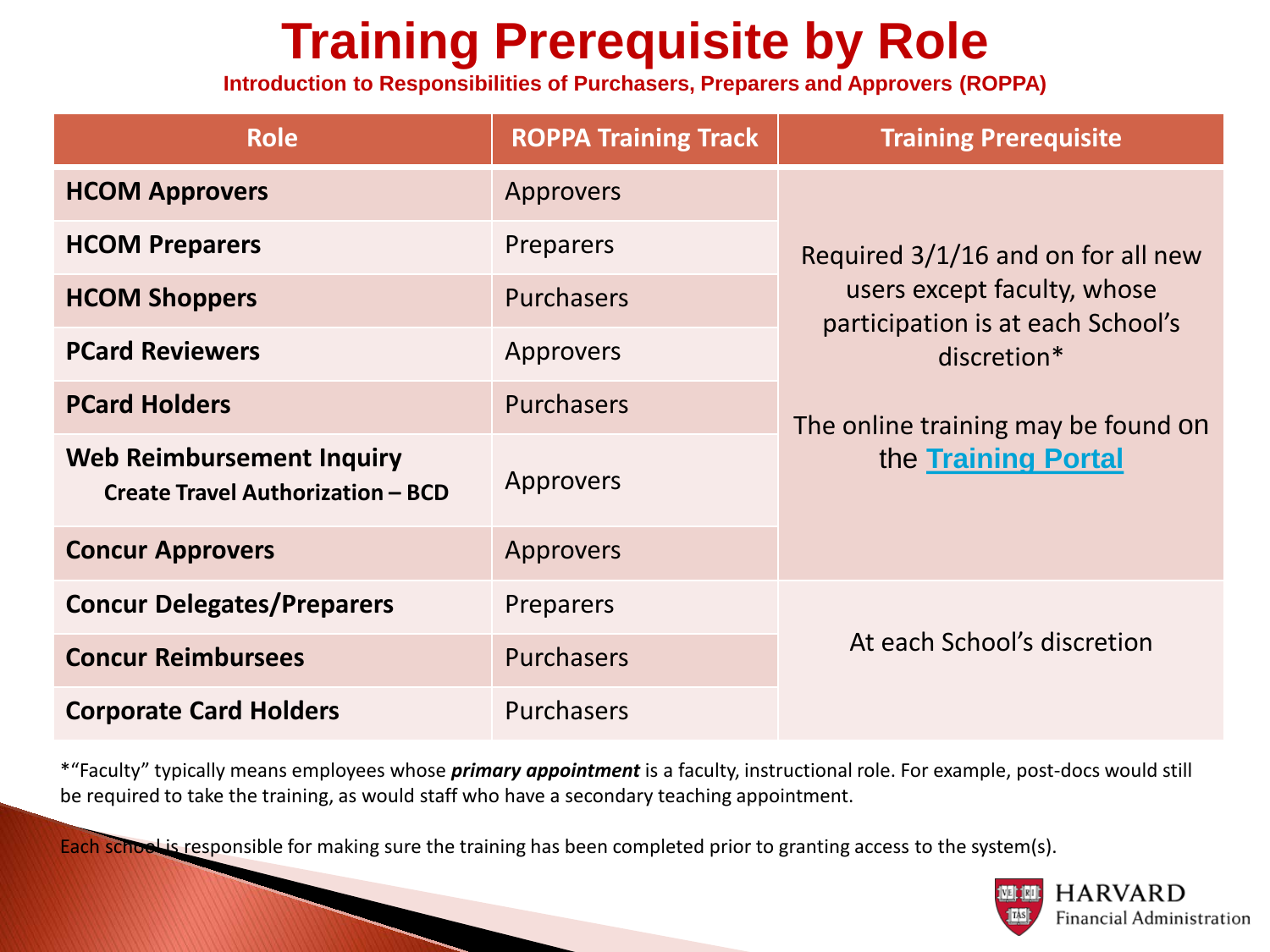# Training Prerequisite by Role

**Introduction to Responsibilities of Purchasers, Preparers and Approvers (ROPPA)**

| Role | ROPPA Training Track | Training Prerequisite |
|---|---|---|
| **HCOM Approvers** | Approvers | Required 3/1/16 and on for all new users except faculty, whose participation is at each School's discretion* <br><br> The online training may be found on the [Training Portal]() |
| **HCOM Preparers** | Preparers | |
| **HCOM Shoppers** | Purchasers | |
| **PCard Reviewers** | Approvers | |
| **PCard Holders** | Purchasers | |
| **Web Reimbursement Inquiry** <br> **Create Travel Authorization – BCD** | Approvers | |
| **Concur Approvers** | Approvers | |
| **Concur Delegates/Preparers** | Preparers | At each School's discretion |
| **Concur Reimbursees** | Purchasers | |
| **Corporate Card Holders** | Purchasers | |

*"Faculty" typically means employees whose ***primary appointment*** is a faculty, instructional role. For example, post-docs would still be required to take the training, as would staff who have a secondary teaching appointment.

Each school is responsible for making sure the training has been completed prior to granting access to the system(s).

HARVARD
Financial Administration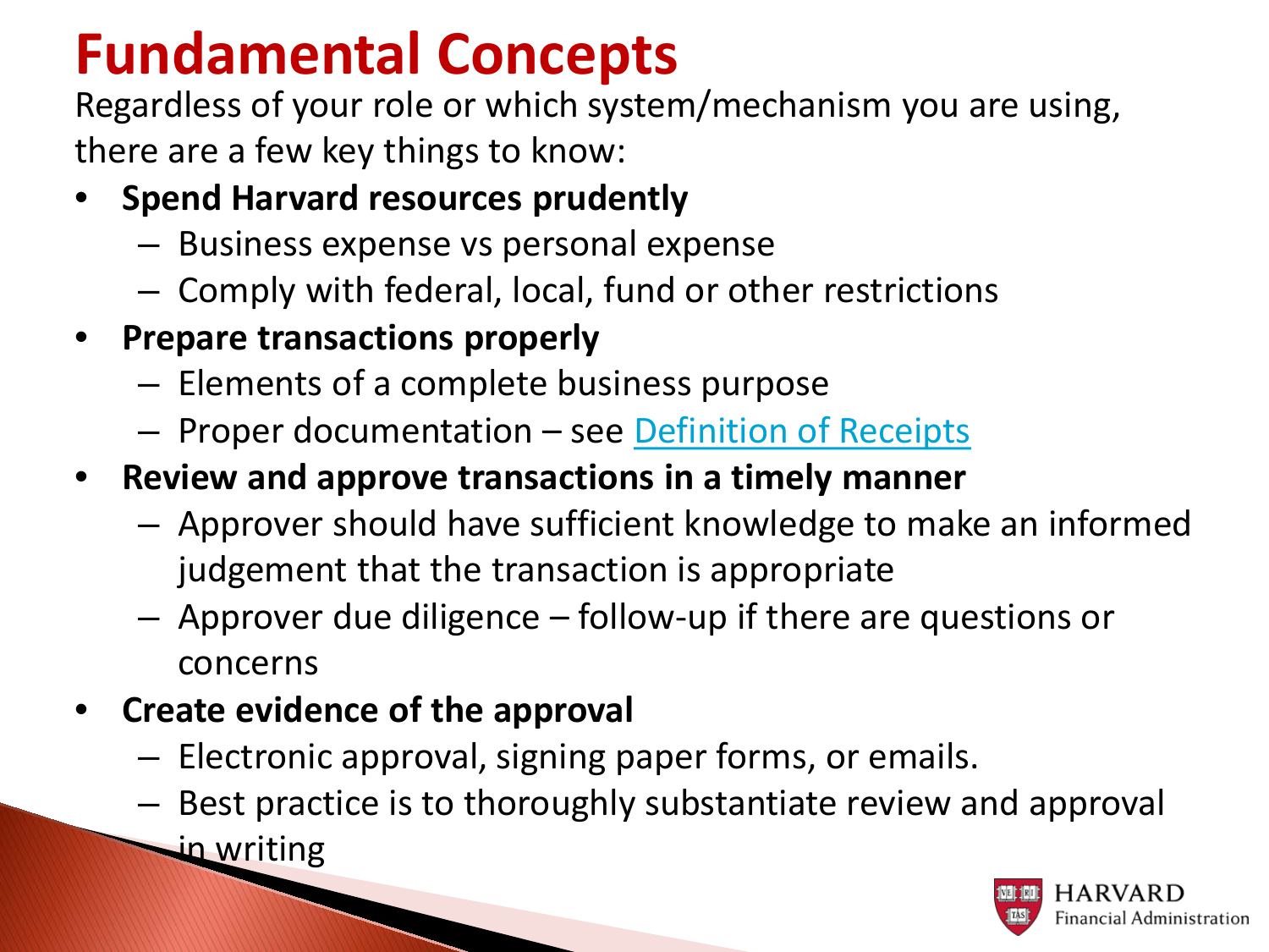# Fundamental Concepts

Regardless of your role or which system/mechanism you are using, there are a few key things to know:

- **Spend Harvard resources prudently**
  - Business expense vs personal expense
  - Comply with federal, local, fund or other restrictions
- **Prepare transactions properly**
  - Elements of a complete business purpose
  - Proper documentation – see Definition of Receipts
- **Review and approve transactions in a timely manner**
  - Approver should have sufficient knowledge to make an informed judgement that the transaction is appropriate
  - Approver due diligence – follow-up if there are questions or concerns
- **Create evidence of the approval**
  - Electronic approval, signing paper forms, or emails.
  - Best practice is to thoroughly substantiate review and approval in writing

HARVARD Financial Administration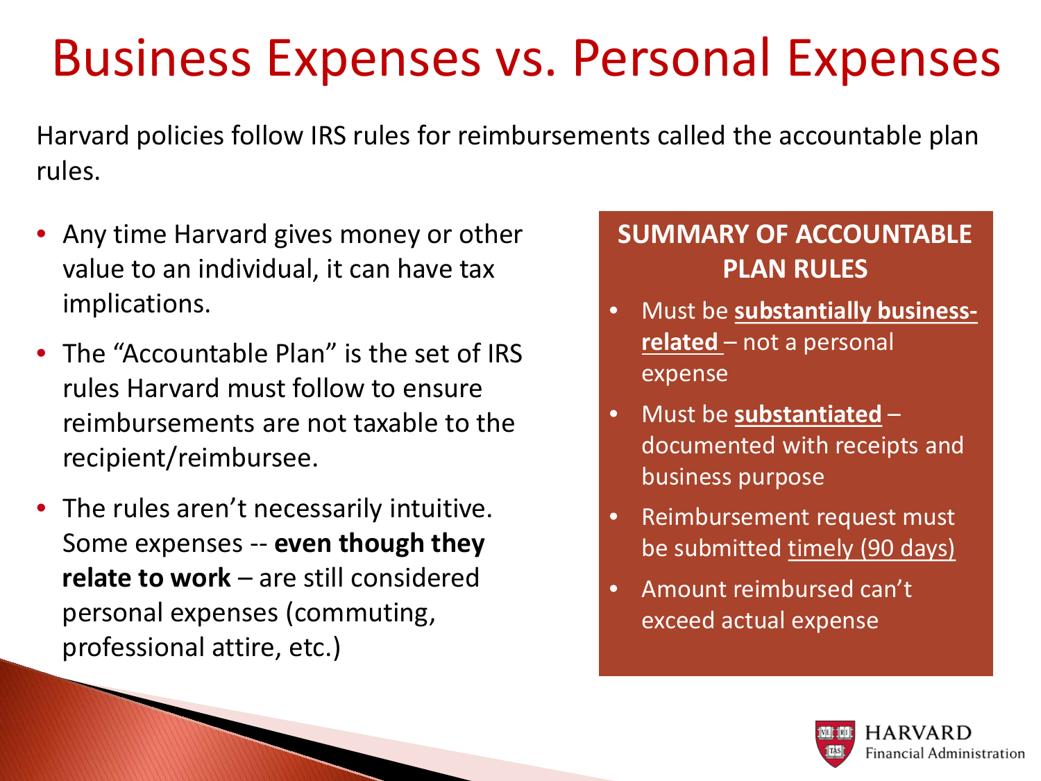# Business Expenses vs. Personal Expenses

Harvard policies follow IRS rules for reimbursements called the accountable plan rules.

- Any time Harvard gives money or other value to an individual, it can have tax implications.
- The "Accountable Plan" is the set of IRS rules Harvard must follow to ensure reimbursements are not taxable to the recipient/reimbursee.
- The rules aren't necessarily intuitive. Some expenses -- **even though they relate to work** – are still considered personal expenses (commuting, professional attire, etc.)

## SUMMARY OF ACCOUNTABLE PLAN RULES

- Must be **substantially business-related** – not a personal expense
- Must be **substantiated** – documented with receipts and business purpose
- Reimbursement request must be submitted timely (90 days)
- Amount reimbursed can't exceed actual expense

HARVARD Financial Administration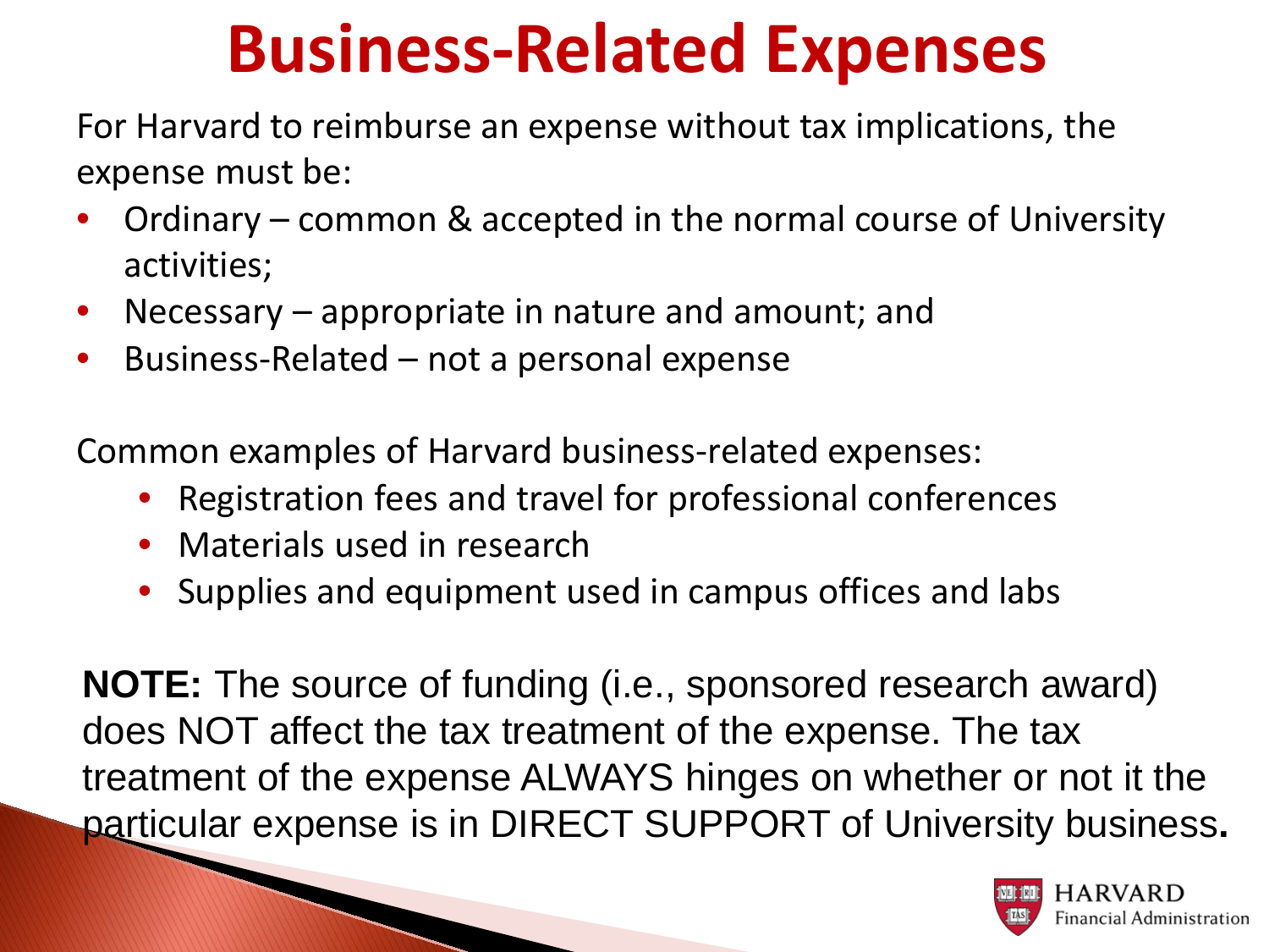# Business-Related Expenses

For Harvard to reimburse an expense without tax implications, the expense must be:

- Ordinary – common & accepted in the normal course of University activities;
- Necessary – appropriate in nature and amount; and
- Business-Related – not a personal expense

Common examples of Harvard business-related expenses:

- Registration fees and travel for professional conferences
- Materials used in research
- Supplies and equipment used in campus offices and labs

**NOTE:** The source of funding (i.e., sponsored research award) does NOT affect the tax treatment of the expense. The tax treatment of the expense ALWAYS hinges on whether or not it the particular expense is in DIRECT SUPPORT of University business**.**

HARVARD Financial Administration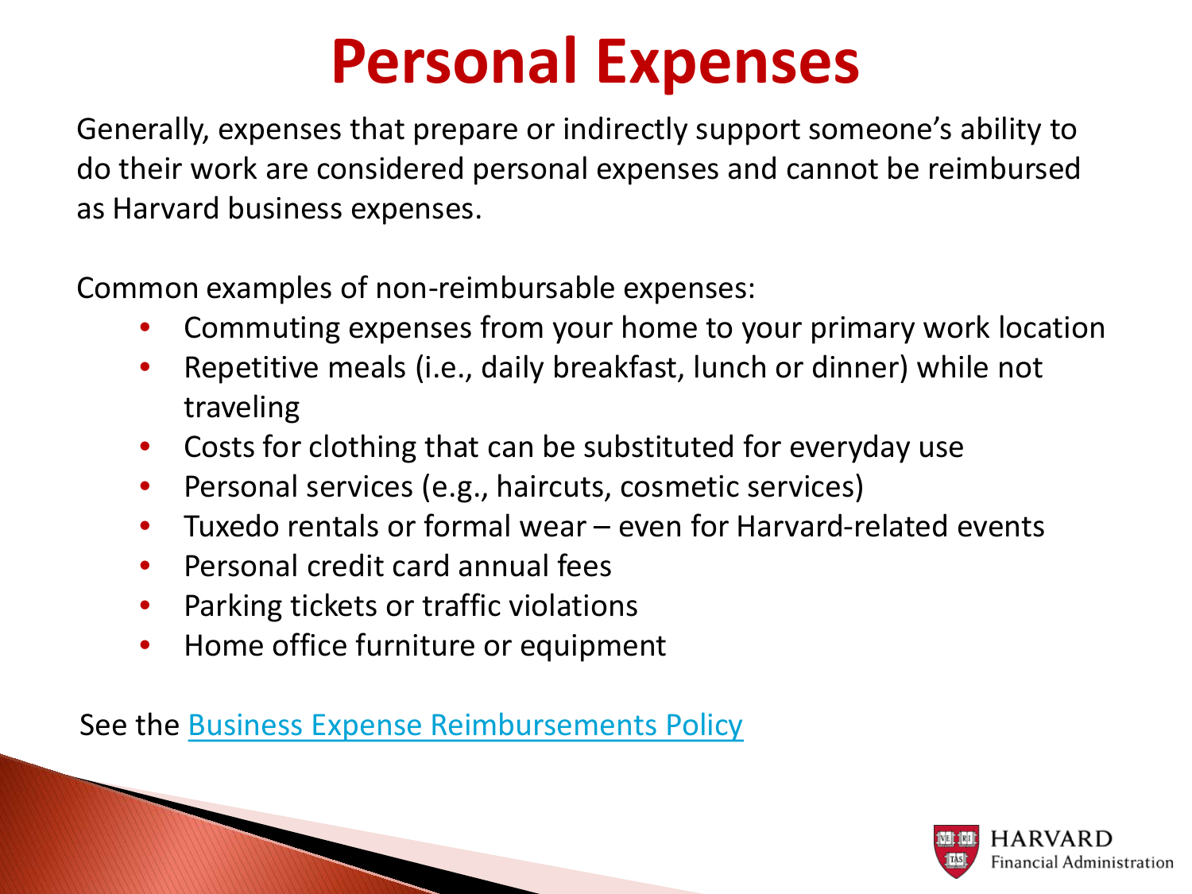# Personal Expenses

Generally, expenses that prepare or indirectly support someone's ability to do their work are considered personal expenses and cannot be reimbursed as Harvard business expenses.

Common examples of non-reimbursable expenses:

- Commuting expenses from your home to your primary work location
- Repetitive meals (i.e., daily breakfast, lunch or dinner) while not traveling
- Costs for clothing that can be substituted for everyday use
- Personal services (e.g., haircuts, cosmetic services)
- Tuxedo rentals or formal wear – even for Harvard-related events
- Personal credit card annual fees
- Parking tickets or traffic violations
- Home office furniture or equipment

See the Business Expense Reimbursements Policy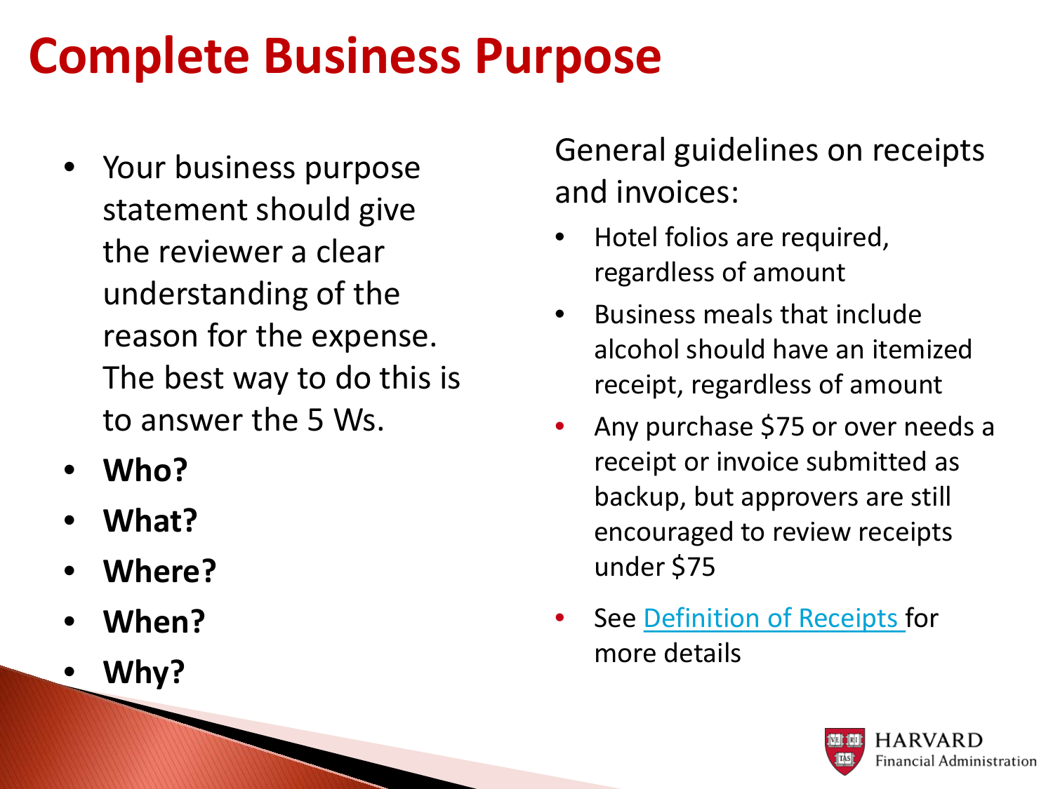# Complete Business Purpose

- Your business purpose statement should give the reviewer a clear understanding of the reason for the expense. The best way to do this is to answer the 5 Ws.
- **Who?**
- **What?**
- **Where?**
- **When?**
- **Why?**

General guidelines on receipts and invoices:

- Hotel folios are required, regardless of amount
- Business meals that include alcohol should have an itemized receipt, regardless of amount
- Any purchase $75 or over needs a receipt or invoice submitted as backup, but approvers are still encouraged to review receipts under $75
- See Definition of Receipts for more details

HARVARD Financial Administration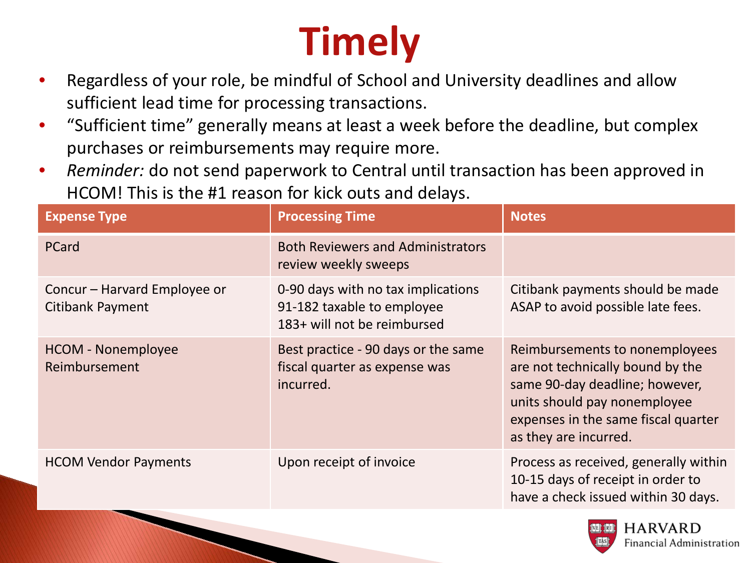# Timely

- Regardless of your role, be mindful of School and University deadlines and allow sufficient lead time for processing transactions.
- "Sufficient time" generally means at least a week before the deadline, but complex purchases or reimbursements may require more.
- *Reminder:* do not send paperwork to Central until transaction has been approved in HCOM! This is the #1 reason for kick outs and delays.

| Expense Type | Processing Time | Notes |
| --- | --- | --- |
| PCard | Both Reviewers and Administrators review weekly sweeps | |
| Concur – Harvard Employee or Citibank Payment | 0-90 days with no tax implications<br>91-182 taxable to employee<br>183+ will not be reimbursed | Citibank payments should be made ASAP to avoid possible late fees. |
| HCOM - Nonemployee Reimbursement | Best practice - 90 days or the same fiscal quarter as expense was incurred. | Reimbursements to nonemployees are not technically bound by the same 90-day deadline; however, units should pay nonemployee expenses in the same fiscal quarter as they are incurred. |
| HCOM Vendor Payments | Upon receipt of invoice | Process as received, generally within 10-15 days of receipt in order to have a check issued within 30 days. |

HARVARD
Financial Administration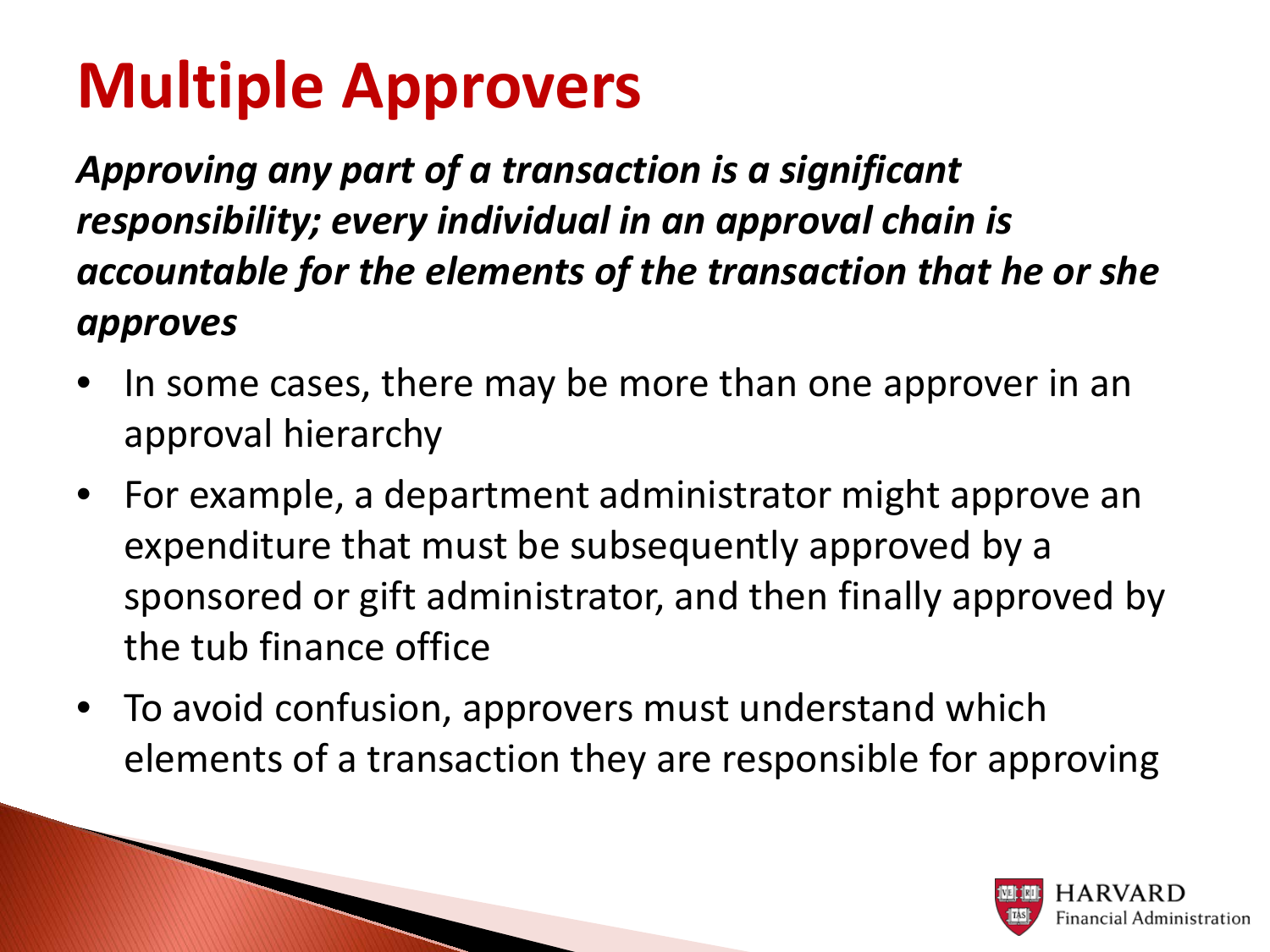# Multiple Approvers

***Approving any part of a transaction is a significant responsibility; every individual in an approval chain is accountable for the elements of the transaction that he or she approves***

- In some cases, there may be more than one approver in an approval hierarchy
- For example, a department administrator might approve an expenditure that must be subsequently approved by a sponsored or gift administrator, and then finally approved by the tub finance office
- To avoid confusion, approvers must understand which elements of a transaction they are responsible for approving

HARVARD Financial Administration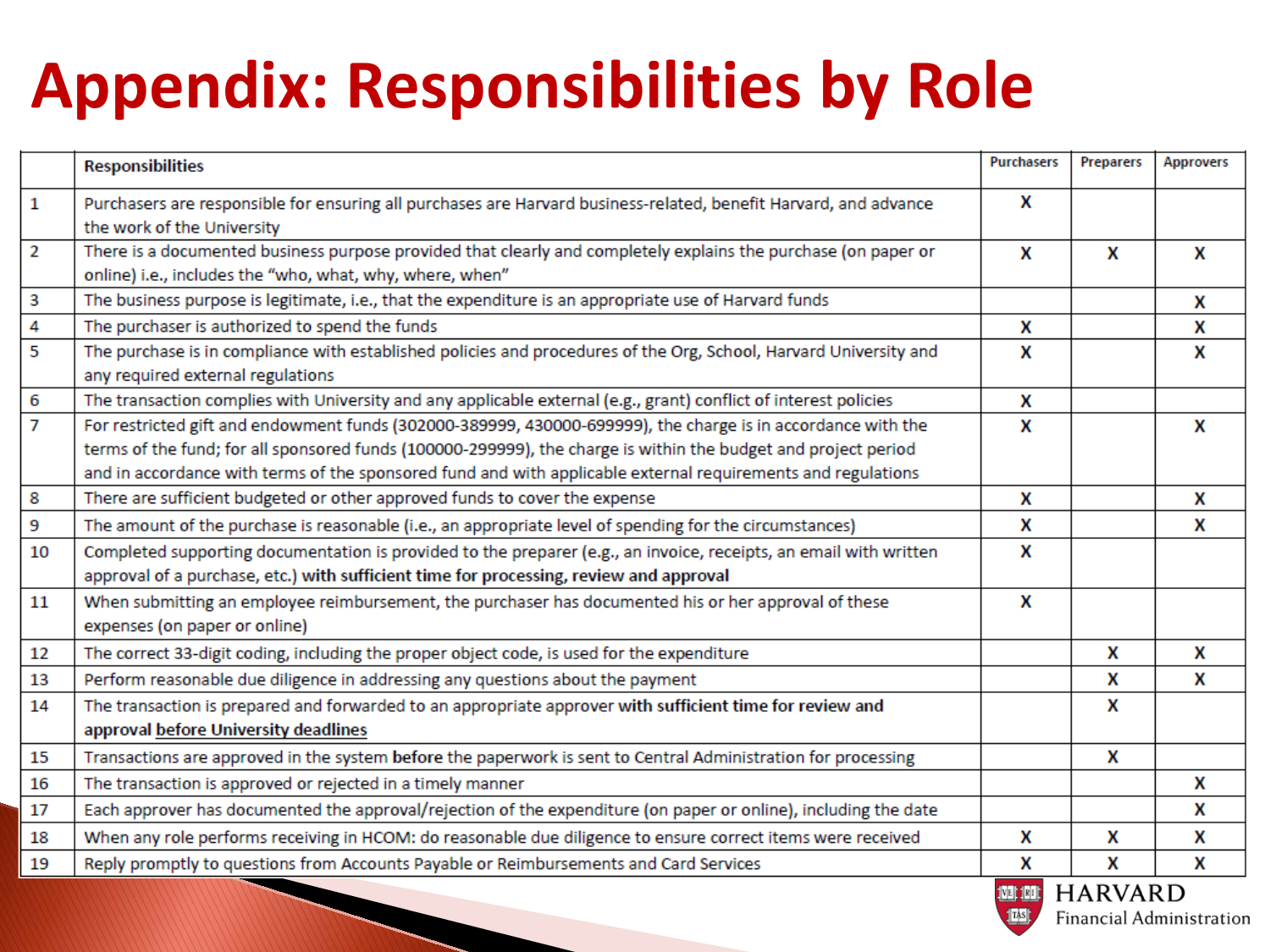# Appendix: Responsibilities by Role

| | Responsibilities | Purchasers | Preparers | Approvers |
|---|---|---|---|---|
| 1 | Purchasers are responsible for ensuring all purchases are Harvard business-related, benefit Harvard, and advance the work of the University | X | | |
| 2 | There is a documented business purpose provided that clearly and completely explains the purchase (on paper or online) i.e., includes the "who, what, why, where, when" | X | X | X |
| 3 | The business purpose is legitimate, i.e., that the expenditure is an appropriate use of Harvard funds | | | X |
| 4 | The purchaser is authorized to spend the funds | X | | X |
| 5 | The purchase is in compliance with established policies and procedures of the Org, School, Harvard University and any required external regulations | X | | X |
| 6 | The transaction complies with University and any applicable external (e.g., grant) conflict of interest policies | X | | |
| 7 | For restricted gift and endowment funds (302000-389999, 430000-699999), the charge is in accordance with the terms of the fund; for all sponsored funds (100000-299999), the charge is within the budget and project period and in accordance with terms of the sponsored fund and with applicable external requirements and regulations | X | | X |
| 8 | There are sufficient budgeted or other approved funds to cover the expense | X | | X |
| 9 | The amount of the purchase is reasonable (i.e., an appropriate level of spending for the circumstances) | X | | X |
| 10 | Completed supporting documentation is provided to the preparer (e.g., an invoice, receipts, an email with written approval of a purchase, etc.) **with sufficient time for processing, review and approval** | X | | |
| 11 | When submitting an employee reimbursement, the purchaser has documented his or her approval of these expenses (on paper or online) | X | | |
| 12 | The correct 33-digit coding, including the proper object code, is used for the expenditure | | X | X |
| 13 | Perform reasonable due diligence in addressing any questions about the payment | | X | X |
| 14 | The transaction is prepared and forwarded to an appropriate approver **with sufficient time for review and approval before University deadlines** | | X | |
| 15 | Transactions are approved in the system **before** the paperwork is sent to Central Administration for processing | | X | |
| 16 | The transaction is approved or rejected in a timely manner | | | X |
| 17 | Each approver has documented the approval/rejection of the expenditure (on paper or online), including the date | | | X |
| 18 | When any role performs receiving in HCOM: do reasonable due diligence to ensure correct items were received | X | X | X |
| 19 | Reply promptly to questions from Accounts Payable or Reimbursements and Card Services | X | X | X |

HARVARD Financial Administration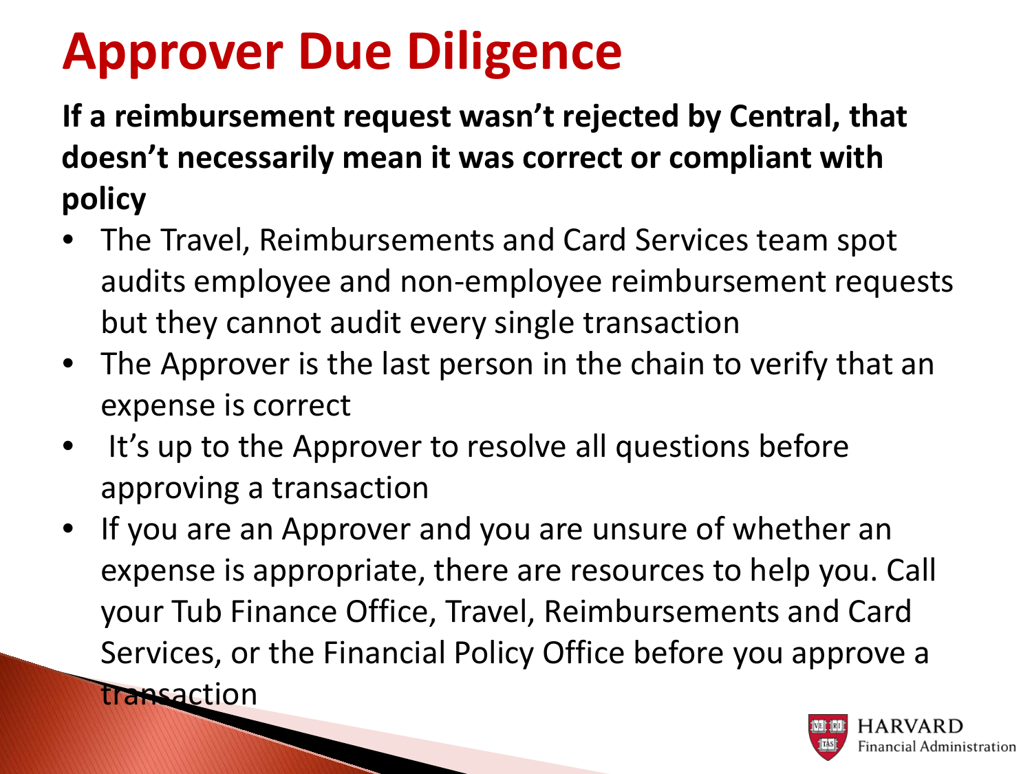# Approver Due Diligence

**If a reimbursement request wasn't rejected by Central, that doesn't necessarily mean it was correct or compliant with policy**

- The Travel, Reimbursements and Card Services team spot audits employee and non-employee reimbursement requests but they cannot audit every single transaction
- The Approver is the last person in the chain to verify that an expense is correct
- It's up to the Approver to resolve all questions before approving a transaction
- If you are an Approver and you are unsure of whether an expense is appropriate, there are resources to help you. Call your Tub Finance Office, Travel, Reimbursements and Card Services, or the Financial Policy Office before you approve a transaction

HARVARD
Financial Administration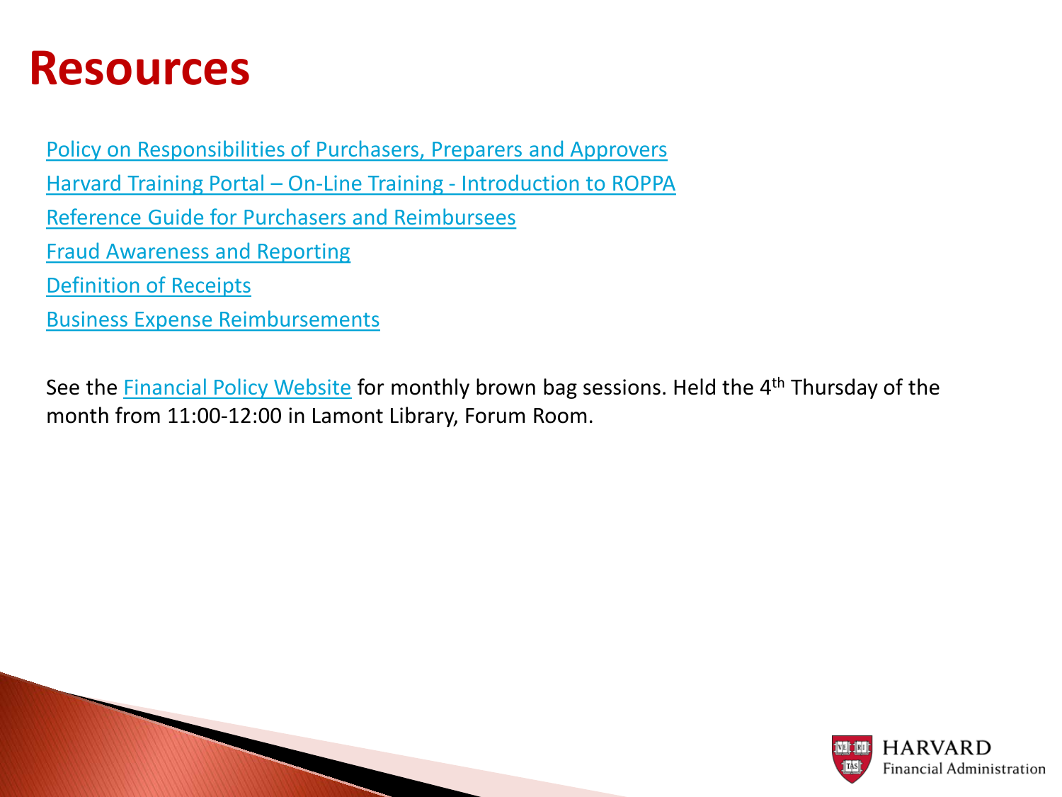# Resources

Policy on Responsibilities of Purchasers, Preparers and Approvers

Harvard Training Portal – On-Line Training - Introduction to ROPPA

Reference Guide for Purchasers and Reimbursees

Fraud Awareness and Reporting

Definition of Receipts

Business Expense Reimbursements

See the Financial Policy Website for monthly brown bag sessions. Held the 4th Thursday of the month from 11:00-12:00 in Lamont Library, Forum Room.